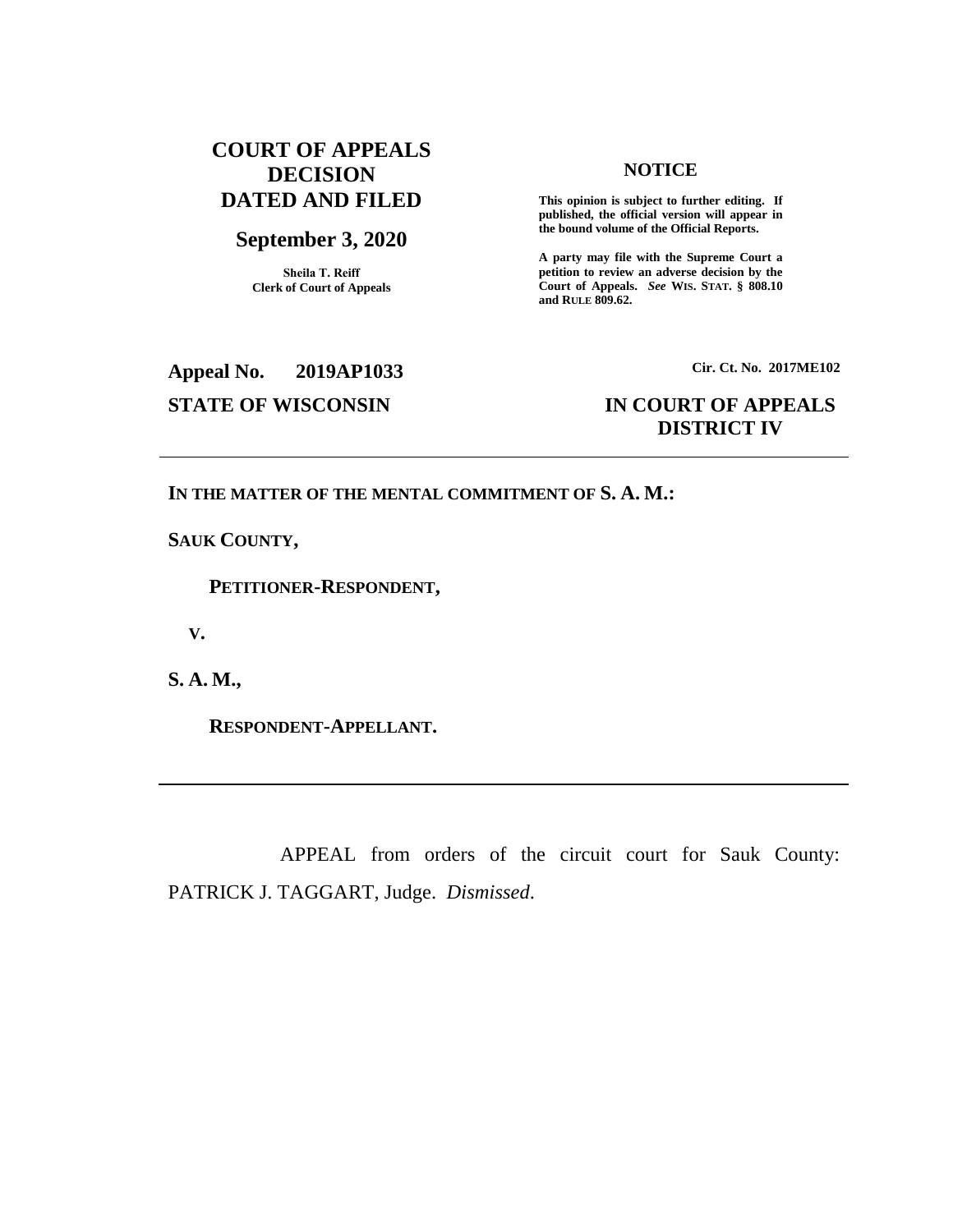**COURT OF APPEALS DECISION DATED AND FILED**

**September 3, 2020**

**Sheila T. Reiff**
**Clerk of Court of Appeals**

**NOTICE**

**This opinion is subject to further editing. If published, the official version will appear in the bound volume of the Official Reports.**

**A party may file with the Supreme Court a petition to review an adverse decision by the Court of Appeals.** ***See*** **WIS. STAT. § 808.10 and RULE 809.62.**

**Appeal No. 2019AP1033**

**Cir. Ct. No. 2017ME102**

**STATE OF WISCONSIN**

**IN COURT OF APPEALS DISTRICT IV**

---

**IN THE MATTER OF THE MENTAL COMMITMENT OF S. A. M.:**

**SAUK COUNTY,**

**PETITIONER-RESPONDENT,**

**V.**

**S. A. M.,**

**RESPONDENT-APPELLANT.**

---

APPEAL from orders of the circuit court for Sauk County: PATRICK J. TAGGART, Judge. *Dismissed*.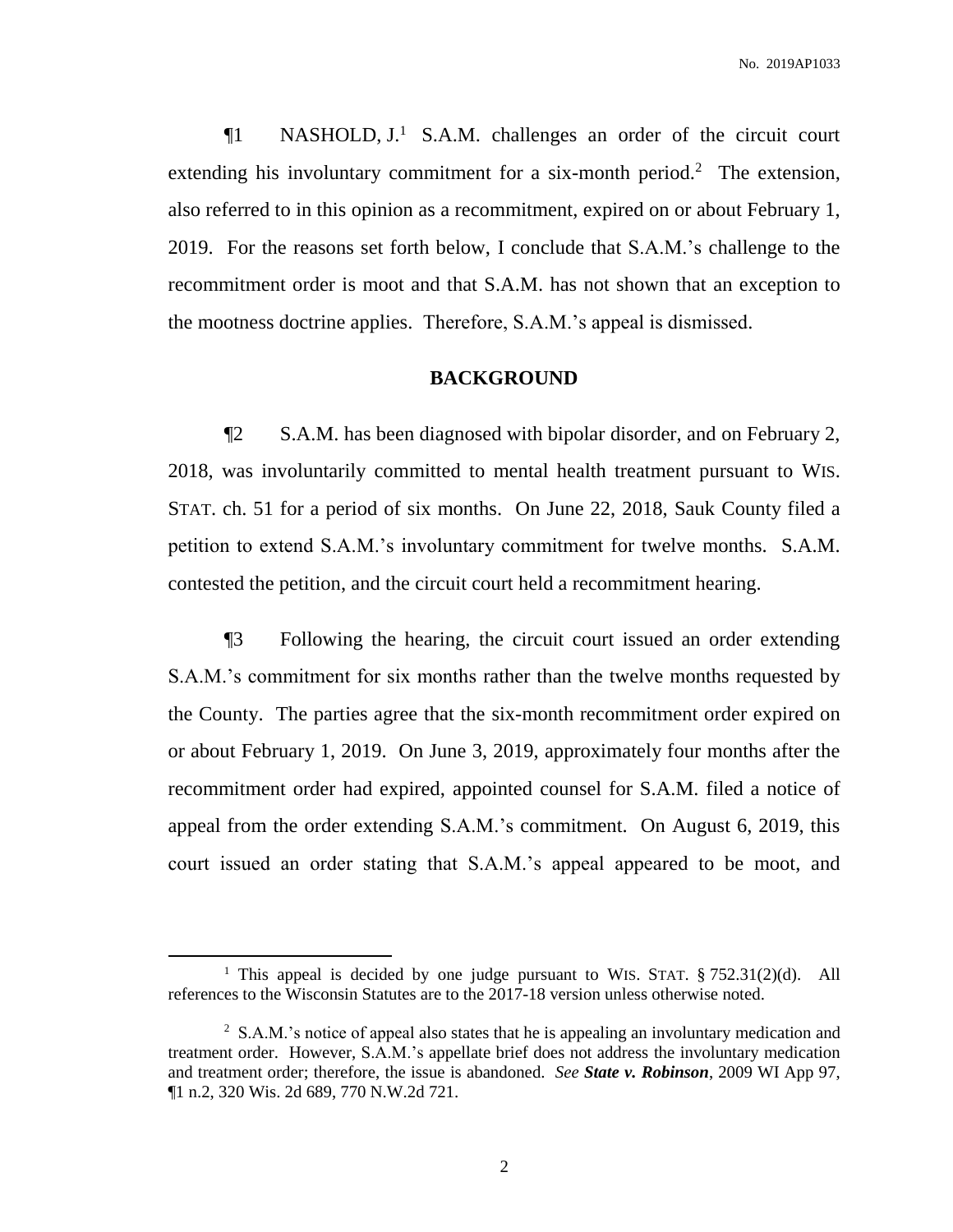¶1 NASHOLD, J.[1] S.A.M. challenges an order of the circuit court extending his involuntary commitment for a six-month period.[2] The extension, also referred to in this opinion as a recommitment, expired on or about February 1, 2019. For the reasons set forth below, I conclude that S.A.M.'s challenge to the recommitment order is moot and that S.A.M. has not shown that an exception to the mootness doctrine applies. Therefore, S.A.M.'s appeal is dismissed.

## BACKGROUND

¶2 S.A.M. has been diagnosed with bipolar disorder, and on February 2, 2018, was involuntarily committed to mental health treatment pursuant to WIS. STAT. ch. 51 for a period of six months. On June 22, 2018, Sauk County filed a petition to extend S.A.M.'s involuntary commitment for twelve months. S.A.M. contested the petition, and the circuit court held a recommitment hearing.

¶3 Following the hearing, the circuit court issued an order extending S.A.M.'s commitment for six months rather than the twelve months requested by the County. The parties agree that the six-month recommitment order expired on or about February 1, 2019. On June 3, 2019, approximately four months after the recommitment order had expired, appointed counsel for S.A.M. filed a notice of appeal from the order extending S.A.M.'s commitment. On August 6, 2019, this court issued an order stating that S.A.M.'s appeal appeared to be moot, and

---

[1] This appeal is decided by one judge pursuant to WIS. STAT. § 752.31(2)(d). All references to the Wisconsin Statutes are to the 2017-18 version unless otherwise noted.

[2] S.A.M.'s notice of appeal also states that he is appealing an involuntary medication and treatment order. However, S.A.M.'s appellate brief does not address the involuntary medication and treatment order; therefore, the issue is abandoned. *See* ***State v. Robinson***, 2009 WI App 97, ¶1 n.2, 320 Wis. 2d 689, 770 N.W.2d 721.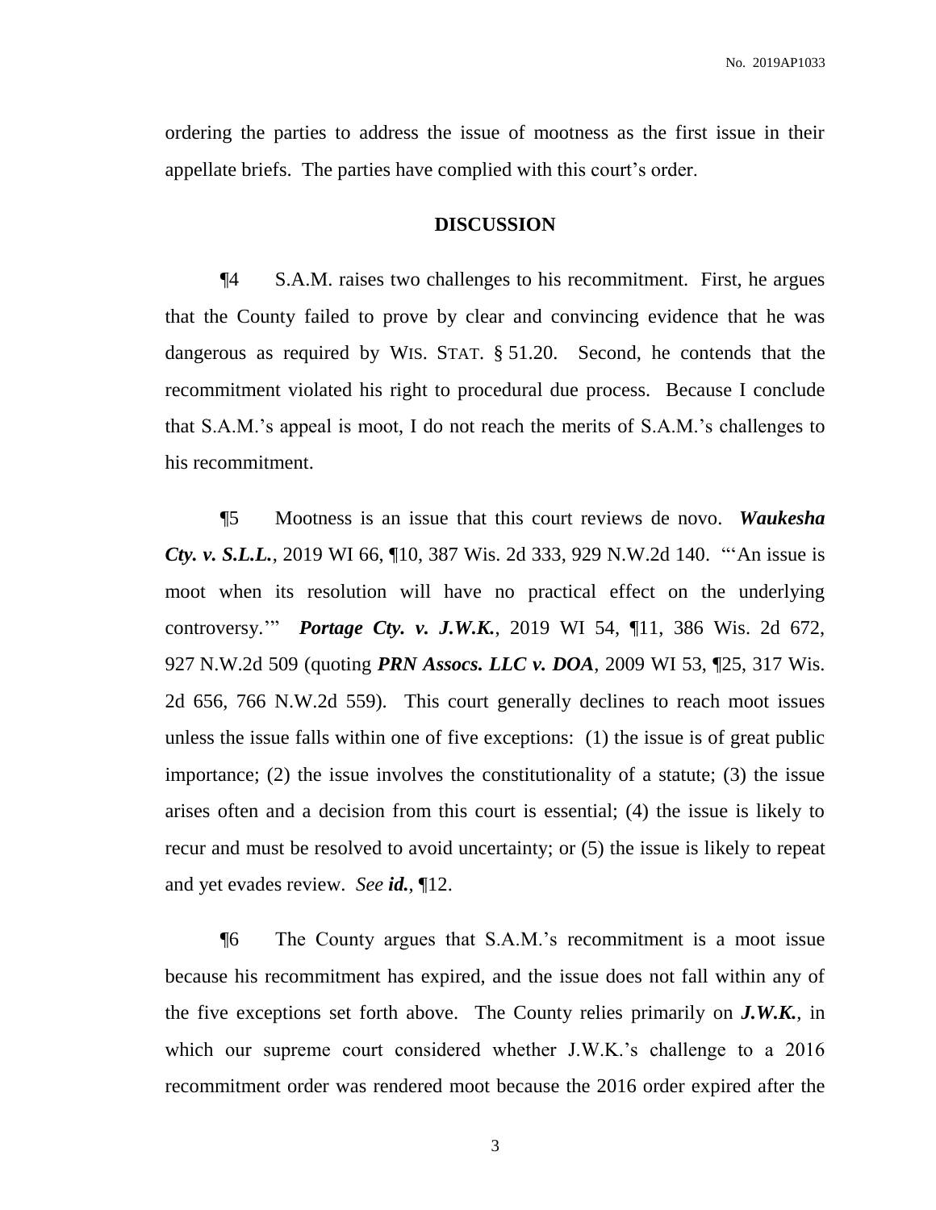ordering the parties to address the issue of mootness as the first issue in their appellate briefs. The parties have complied with this court's order.

## DISCUSSION

¶4 S.A.M. raises two challenges to his recommitment. First, he argues that the County failed to prove by clear and convincing evidence that he was dangerous as required by WIS. STAT. § 51.20. Second, he contends that the recommitment violated his right to procedural due process. Because I conclude that S.A.M.'s appeal is moot, I do not reach the merits of S.A.M.'s challenges to his recommitment.

¶5 Mootness is an issue that this court reviews de novo. ***Waukesha Cty. v. S.L.L.***, 2019 WI 66, ¶10, 387 Wis. 2d 333, 929 N.W.2d 140. "'An issue is moot when its resolution will have no practical effect on the underlying controversy.'" ***Portage Cty. v. J.W.K.***, 2019 WI 54, ¶11, 386 Wis. 2d 672, 927 N.W.2d 509 (quoting ***PRN Assocs. LLC v. DOA***, 2009 WI 53, ¶25, 317 Wis. 2d 656, 766 N.W.2d 559). This court generally declines to reach moot issues unless the issue falls within one of five exceptions: (1) the issue is of great public importance; (2) the issue involves the constitutionality of a statute; (3) the issue arises often and a decision from this court is essential; (4) the issue is likely to recur and must be resolved to avoid uncertainty; or (5) the issue is likely to repeat and yet evades review. *See* ***id.***, ¶12.

¶6 The County argues that S.A.M.'s recommitment is a moot issue because his recommitment has expired, and the issue does not fall within any of the five exceptions set forth above. The County relies primarily on ***J.W.K.***, in which our supreme court considered whether J.W.K.'s challenge to a 2016 recommitment order was rendered moot because the 2016 order expired after the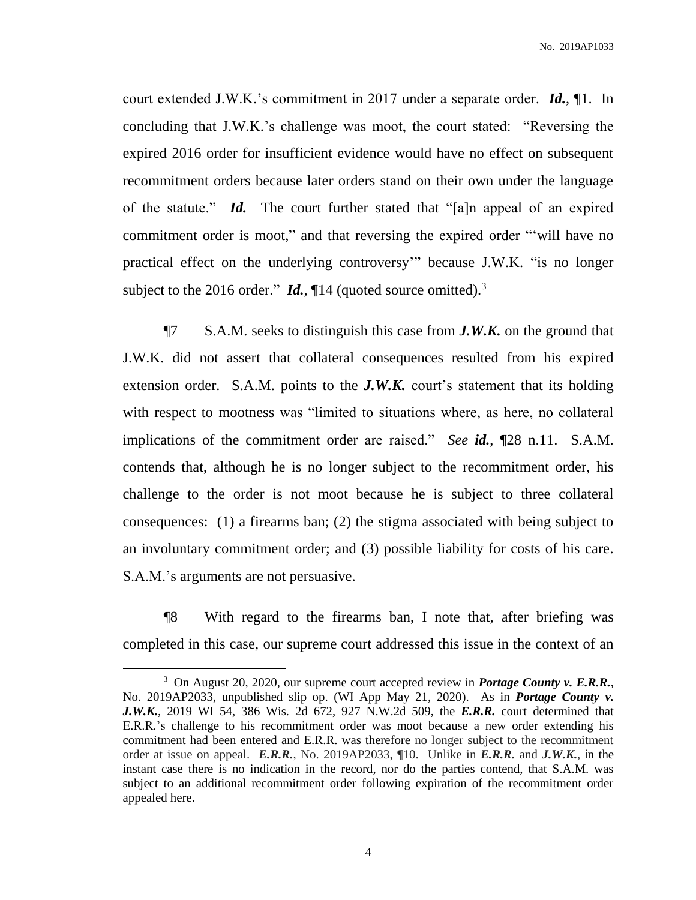court extended J.W.K.'s commitment in 2017 under a separate order. ***Id.***, ¶1. In concluding that J.W.K.'s challenge was moot, the court stated: "Reversing the expired 2016 order for insufficient evidence would have no effect on subsequent recommitment orders because later orders stand on their own under the language of the statute." ***Id.*** The court further stated that "[a]n appeal of an expired commitment order is moot," and that reversing the expired order "'will have no practical effect on the underlying controversy'" because J.W.K. "is no longer subject to the 2016 order." ***Id.***, ¶14 (quoted source omitted).[3]

¶7 S.A.M. seeks to distinguish this case from ***J.W.K.*** on the ground that J.W.K. did not assert that collateral consequences resulted from his expired extension order. S.A.M. points to the ***J.W.K.*** court's statement that its holding with respect to mootness was "limited to situations where, as here, no collateral implications of the commitment order are raised." *See* ***id.***, ¶28 n.11. S.A.M. contends that, although he is no longer subject to the recommitment order, his challenge to the order is not moot because he is subject to three collateral consequences: (1) a firearms ban; (2) the stigma associated with being subject to an involuntary commitment order; and (3) possible liability for costs of his care. S.A.M.'s arguments are not persuasive.

¶8 With regard to the firearms ban, I note that, after briefing was completed in this case, our supreme court addressed this issue in the context of an

[3] On August 20, 2020, our supreme court accepted review in ***Portage County v. E.R.R.***, No. 2019AP2033, unpublished slip op. (WI App May 21, 2020). As in ***Portage County v. J.W.K.***, 2019 WI 54, 386 Wis. 2d 672, 927 N.W.2d 509, the ***E.R.R.*** court determined that E.R.R.'s challenge to his recommitment order was moot because a new order extending his commitment had been entered and E.R.R. was therefore no longer subject to the recommitment order at issue on appeal. ***E.R.R.***, No. 2019AP2033, ¶10. Unlike in ***E.R.R.*** and ***J.W.K.***, in the instant case there is no indication in the record, nor do the parties contend, that S.A.M. was subject to an additional recommitment order following expiration of the recommitment order appealed here.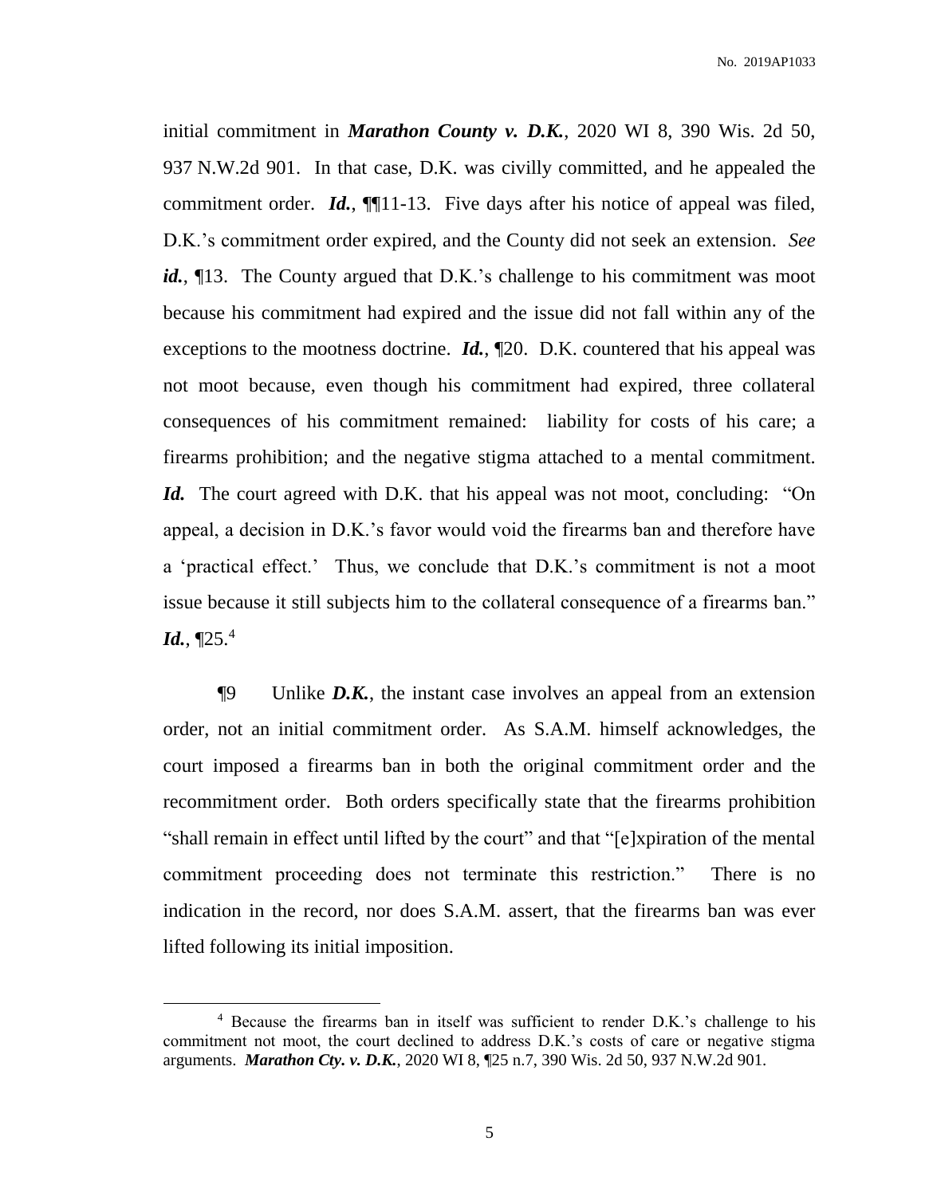initial commitment in ***Marathon County v. D.K.***, 2020 WI 8, 390 Wis. 2d 50, 937 N.W.2d 901. In that case, D.K. was civilly committed, and he appealed the commitment order. ***Id.***, ¶¶11-13. Five days after his notice of appeal was filed, D.K.'s commitment order expired, and the County did not seek an extension. *See* ***id.***, ¶13. The County argued that D.K.'s challenge to his commitment was moot because his commitment had expired and the issue did not fall within any of the exceptions to the mootness doctrine. ***Id.***, ¶20. D.K. countered that his appeal was not moot because, even though his commitment had expired, three collateral consequences of his commitment remained: liability for costs of his care; a firearms prohibition; and the negative stigma attached to a mental commitment. ***Id.*** The court agreed with D.K. that his appeal was not moot, concluding: "On appeal, a decision in D.K.'s favor would void the firearms ban and therefore have a 'practical effect.' Thus, we conclude that D.K.'s commitment is not a moot issue because it still subjects him to the collateral consequence of a firearms ban." ***Id.***, ¶25.[4]

¶9 Unlike ***D.K.***, the instant case involves an appeal from an extension order, not an initial commitment order. As S.A.M. himself acknowledges, the court imposed a firearms ban in both the original commitment order and the recommitment order. Both orders specifically state that the firearms prohibition "shall remain in effect until lifted by the court" and that "[e]xpiration of the mental commitment proceeding does not terminate this restriction." There is no indication in the record, nor does S.A.M. assert, that the firearms ban was ever lifted following its initial imposition.

---

[4] Because the firearms ban in itself was sufficient to render D.K.'s challenge to his commitment not moot, the court declined to address D.K.'s costs of care or negative stigma arguments. ***Marathon Cty. v. D.K.***, 2020 WI 8, ¶25 n.7, 390 Wis. 2d 50, 937 N.W.2d 901.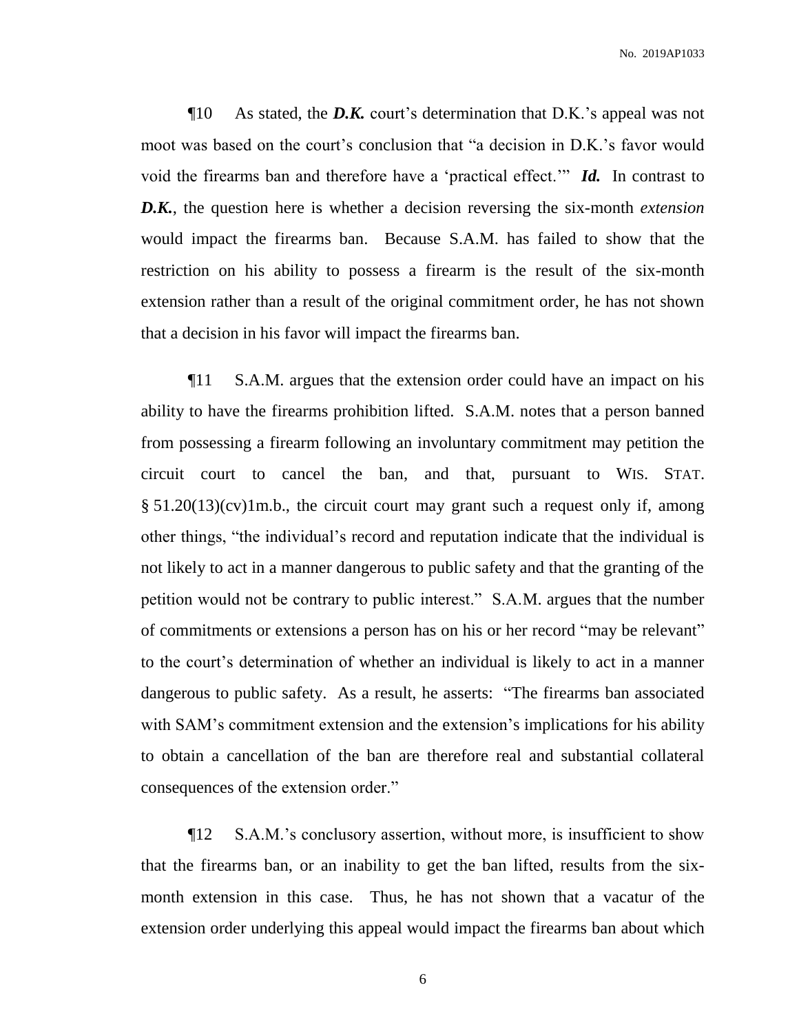¶10 As stated, the ***D.K.*** court's determination that D.K.'s appeal was not moot was based on the court's conclusion that "a decision in D.K.'s favor would void the firearms ban and therefore have a 'practical effect.'" ***Id.*** In contrast to ***D.K.***, the question here is whether a decision reversing the six-month *extension* would impact the firearms ban. Because S.A.M. has failed to show that the restriction on his ability to possess a firearm is the result of the six-month extension rather than a result of the original commitment order, he has not shown that a decision in his favor will impact the firearms ban.

¶11 S.A.M. argues that the extension order could have an impact on his ability to have the firearms prohibition lifted. S.A.M. notes that a person banned from possessing a firearm following an involuntary commitment may petition the circuit court to cancel the ban, and that, pursuant to WIS. STAT. § 51.20(13)(cv)1m.b., the circuit court may grant such a request only if, among other things, "the individual's record and reputation indicate that the individual is not likely to act in a manner dangerous to public safety and that the granting of the petition would not be contrary to public interest." S.A.M. argues that the number of commitments or extensions a person has on his or her record "may be relevant" to the court's determination of whether an individual is likely to act in a manner dangerous to public safety. As a result, he asserts: "The firearms ban associated with SAM's commitment extension and the extension's implications for his ability to obtain a cancellation of the ban are therefore real and substantial collateral consequences of the extension order."

¶12 S.A.M.'s conclusory assertion, without more, is insufficient to show that the firearms ban, or an inability to get the ban lifted, results from the six-month extension in this case. Thus, he has not shown that a vacatur of the extension order underlying this appeal would impact the firearms ban about which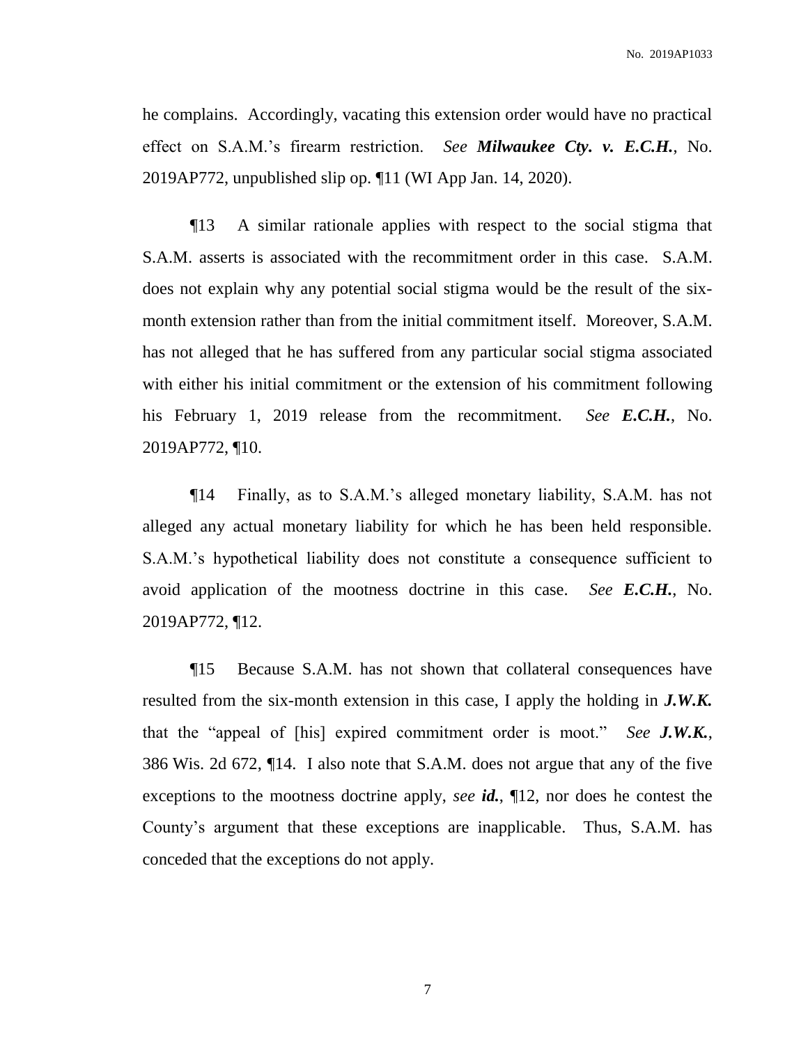he complains. Accordingly, vacating this extension order would have no practical effect on S.A.M.'s firearm restriction. *See* ***Milwaukee Cty. v. E.C.H.***, No. 2019AP772, unpublished slip op. ¶11 (WI App Jan. 14, 2020).

¶13 A similar rationale applies with respect to the social stigma that S.A.M. asserts is associated with the recommitment order in this case. S.A.M. does not explain why any potential social stigma would be the result of the six-month extension rather than from the initial commitment itself. Moreover, S.A.M. has not alleged that he has suffered from any particular social stigma associated with either his initial commitment or the extension of his commitment following his February 1, 2019 release from the recommitment. *See* ***E.C.H.***, No. 2019AP772, ¶10.

¶14 Finally, as to S.A.M.'s alleged monetary liability, S.A.M. has not alleged any actual monetary liability for which he has been held responsible. S.A.M.'s hypothetical liability does not constitute a consequence sufficient to avoid application of the mootness doctrine in this case. *See* ***E.C.H.***, No. 2019AP772, ¶12.

¶15 Because S.A.M. has not shown that collateral consequences have resulted from the six-month extension in this case, I apply the holding in ***J.W.K.*** that the "appeal of [his] expired commitment order is moot." *See* ***J.W.K.***, 386 Wis. 2d 672, ¶14. I also note that S.A.M. does not argue that any of the five exceptions to the mootness doctrine apply, *see* ***id.***, ¶12, nor does he contest the County's argument that these exceptions are inapplicable. Thus, S.A.M. has conceded that the exceptions do not apply.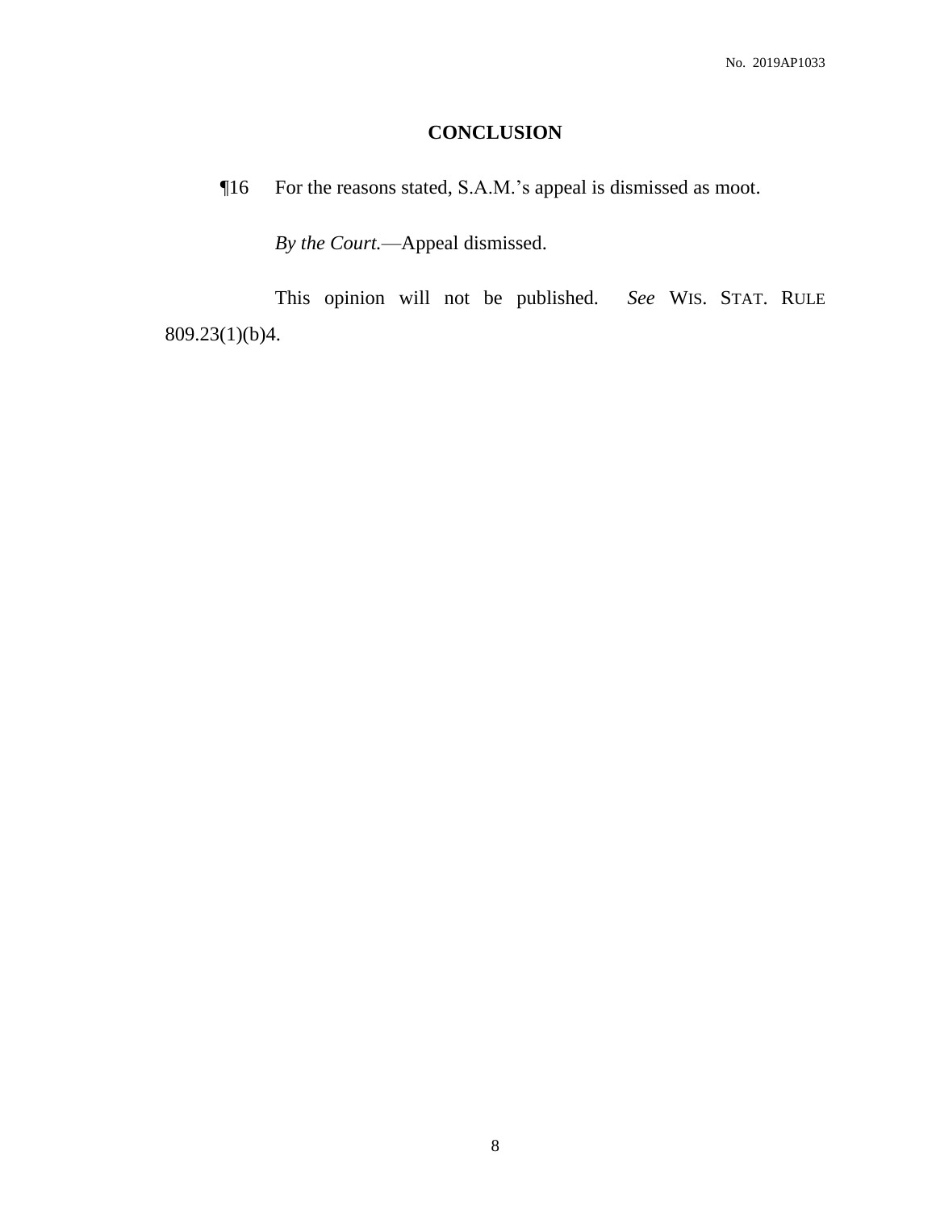## CONCLUSION

¶16 For the reasons stated, S.A.M.'s appeal is dismissed as moot.

*By the Court.*—Appeal dismissed.

This opinion will not be published. *See* WIS. STAT. RULE 809.23(1)(b)4.